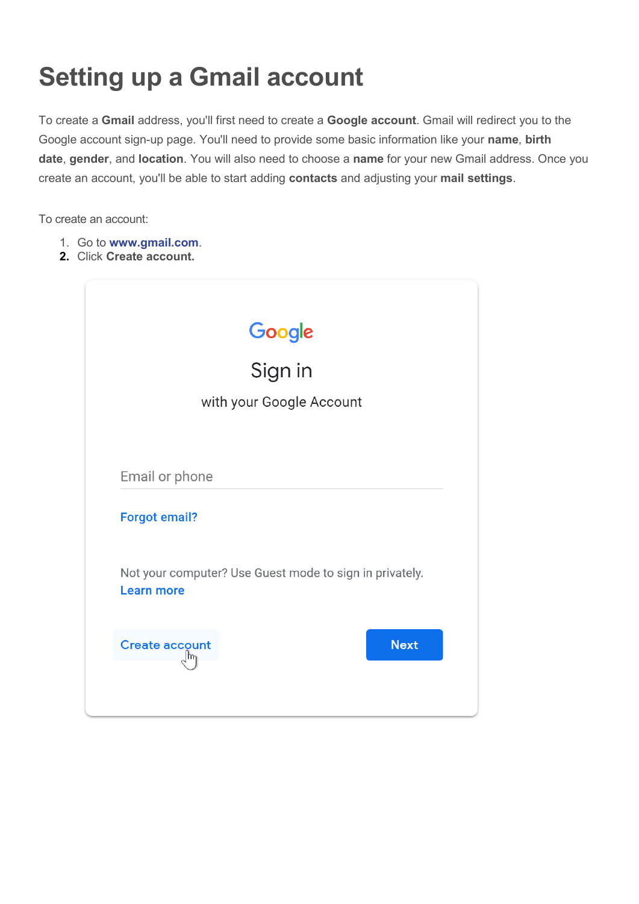# Setting up a Gmail account

To create a **Gmail** address, you'll first need to create a **Google account**. Gmail will redirect you to the Google account sign-up page. You'll need to provide some basic information like your **name**, **birth date**, **gender**, and **location**. You will also need to choose a **name** for your new Gmail address. Once you create an account, you'll be able to start adding **contacts** and adjusting your **mail settings**.

To create an account:

1. Go to **www.gmail.com**.
2. Click **Create account.**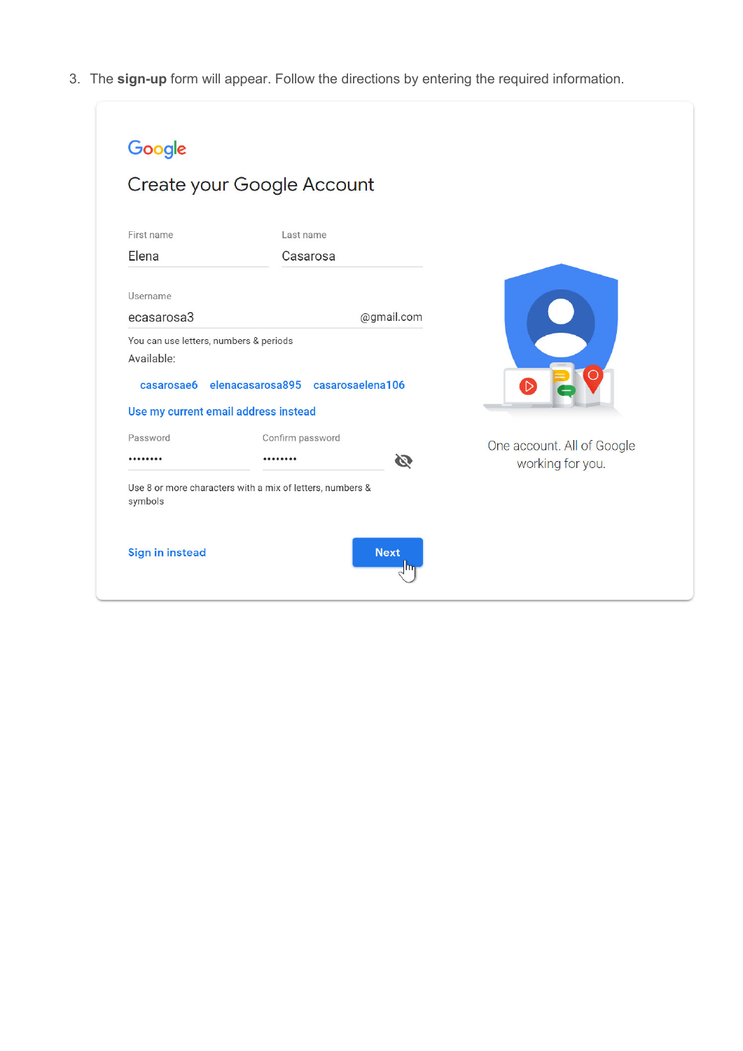3. The **sign-up** form will appear. Follow the directions by entering the required information.

Google

Create your Google Account

First name
Elena

Last name
Casarosa

Username
ecasarosa3 @gmail.com

You can use letters, numbers & periods

Available:

casarosae6 elenacasarosa895 casarosaelena106

Use my current email address instead

Password
••••••••

Confirm password
••••••••

Use 8 or more characters with a mix of letters, numbers & symbols

Sign in instead

Next

One account. All of Google working for you.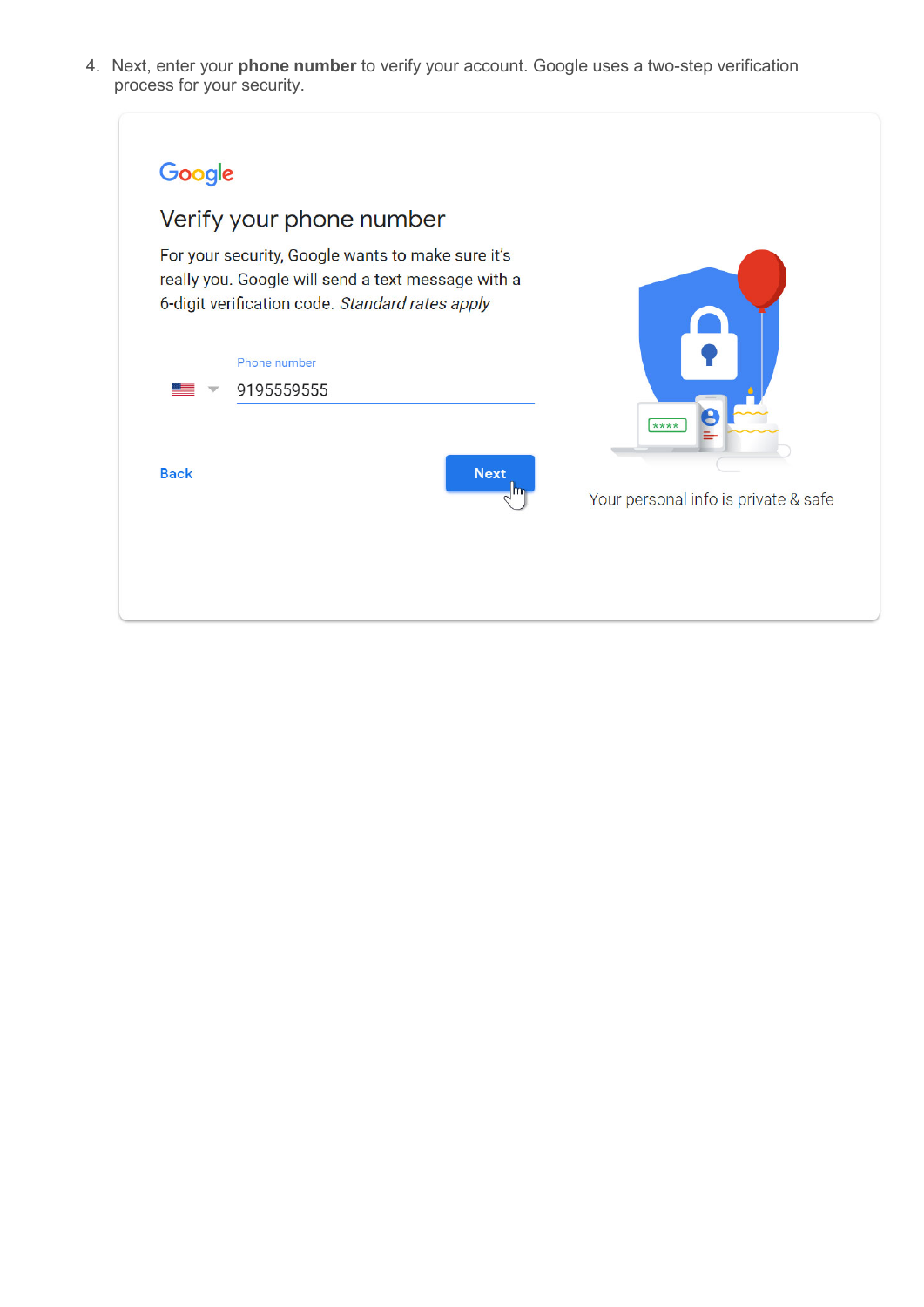4. Next, enter your **phone number** to verify your account. Google uses a two-step verification process for your security.

Google

Verify your phone number

For your security, Google wants to make sure it's really you. Google will send a text message with a 6-digit verification code. *Standard rates apply*

Phone number

9195559555

Back

Next

Your personal info is private & safe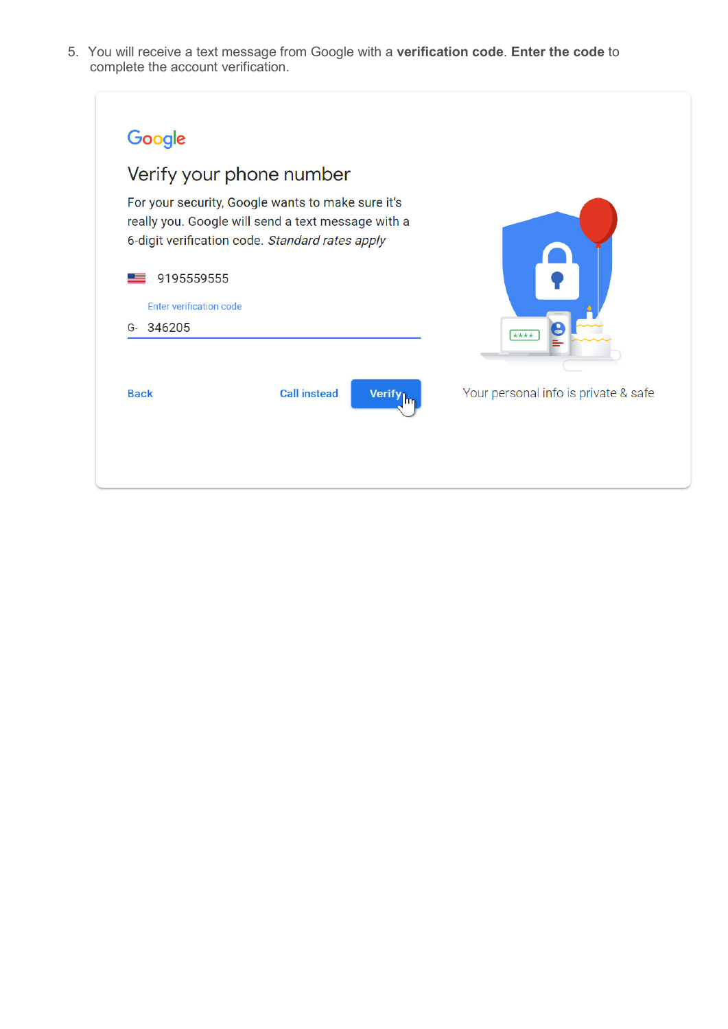5. You will receive a text message from Google with a **verification code**. **Enter the code** to complete the account verification.

Google

Verify your phone number

For your security, Google wants to make sure it's really you. Google will send a text message with a 6-digit verification code. *Standard rates apply*

9195559555

Enter verification code

G- 346205

Back

Call instead

Verify

Your personal info is private & safe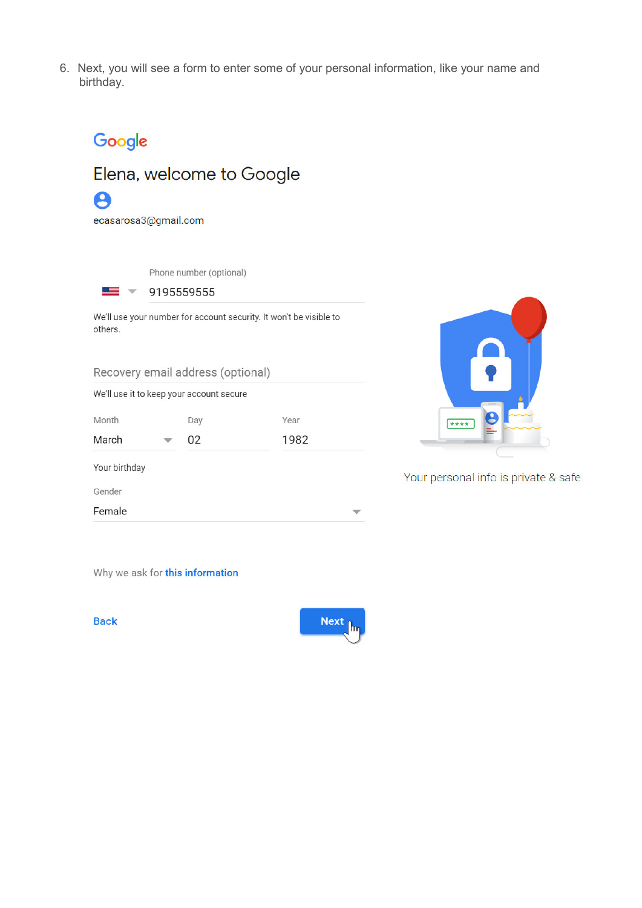6. Next, you will see a form to enter some of your personal information, like your name and birthday.

Google

Elena, welcome to Google

ecasarosa3@gmail.com

Phone number (optional)

9195559555

We'll use your number for account security. It won't be visible to others.

Recovery email address (optional)

We'll use it to keep your account secure

Month: March
Day: 02
Year: 1982

Your birthday

Gender: Female

Why we ask for this information

Back

Next

Your personal info is private & safe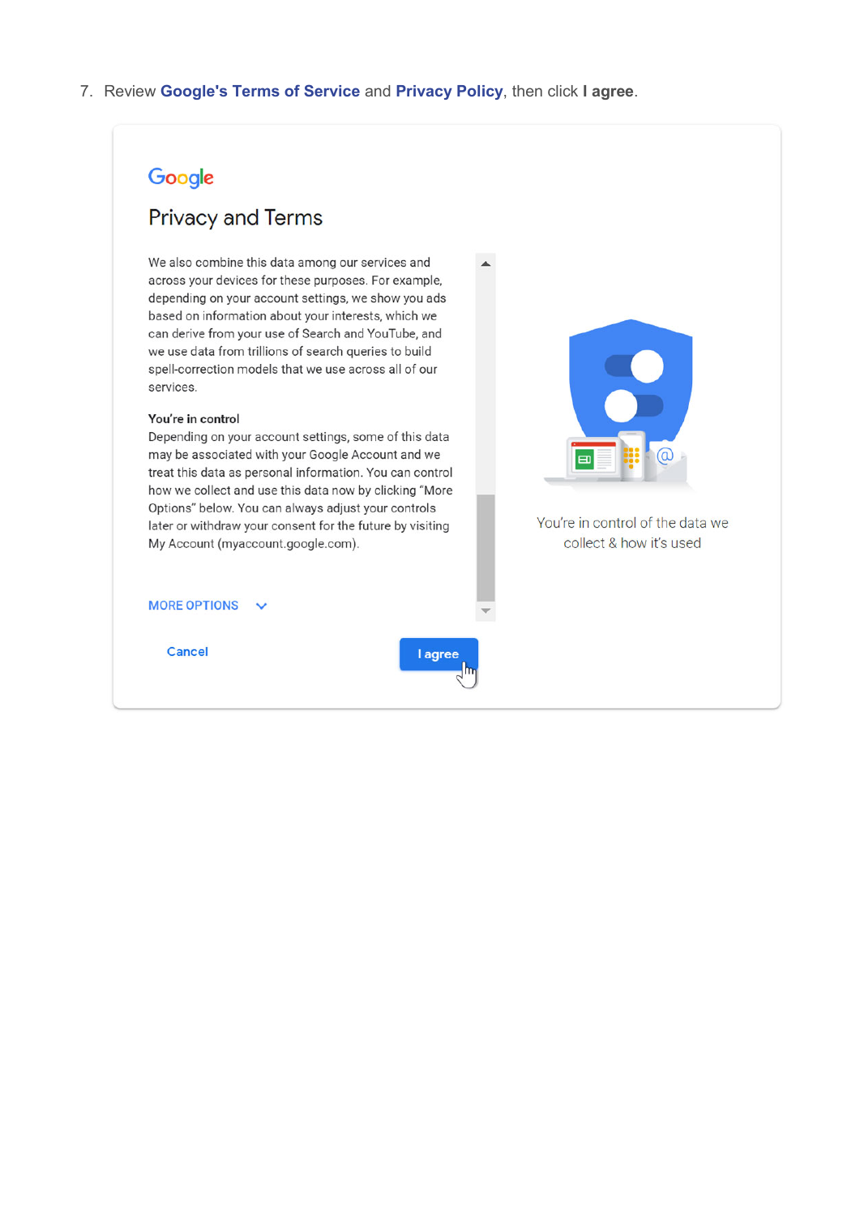7. Review **Google's Terms of Service** and **Privacy Policy**, then click **I agree**.

Google

Privacy and Terms

We also combine this data among our services and across your devices for these purposes. For example, depending on your account settings, we show you ads based on information about your interests, which we can derive from your use of Search and YouTube, and we use data from trillions of search queries to build spell-correction models that we use across all of our services.

**You're in control**

Depending on your account settings, some of this data may be associated with your Google Account and we treat this data as personal information. You can control how we collect and use this data now by clicking "More Options" below. You can always adjust your controls later or withdraw your consent for the future by visiting My Account (myaccount.google.com).

MORE OPTIONS

You're in control of the data we collect & how it's used

Cancel

I agree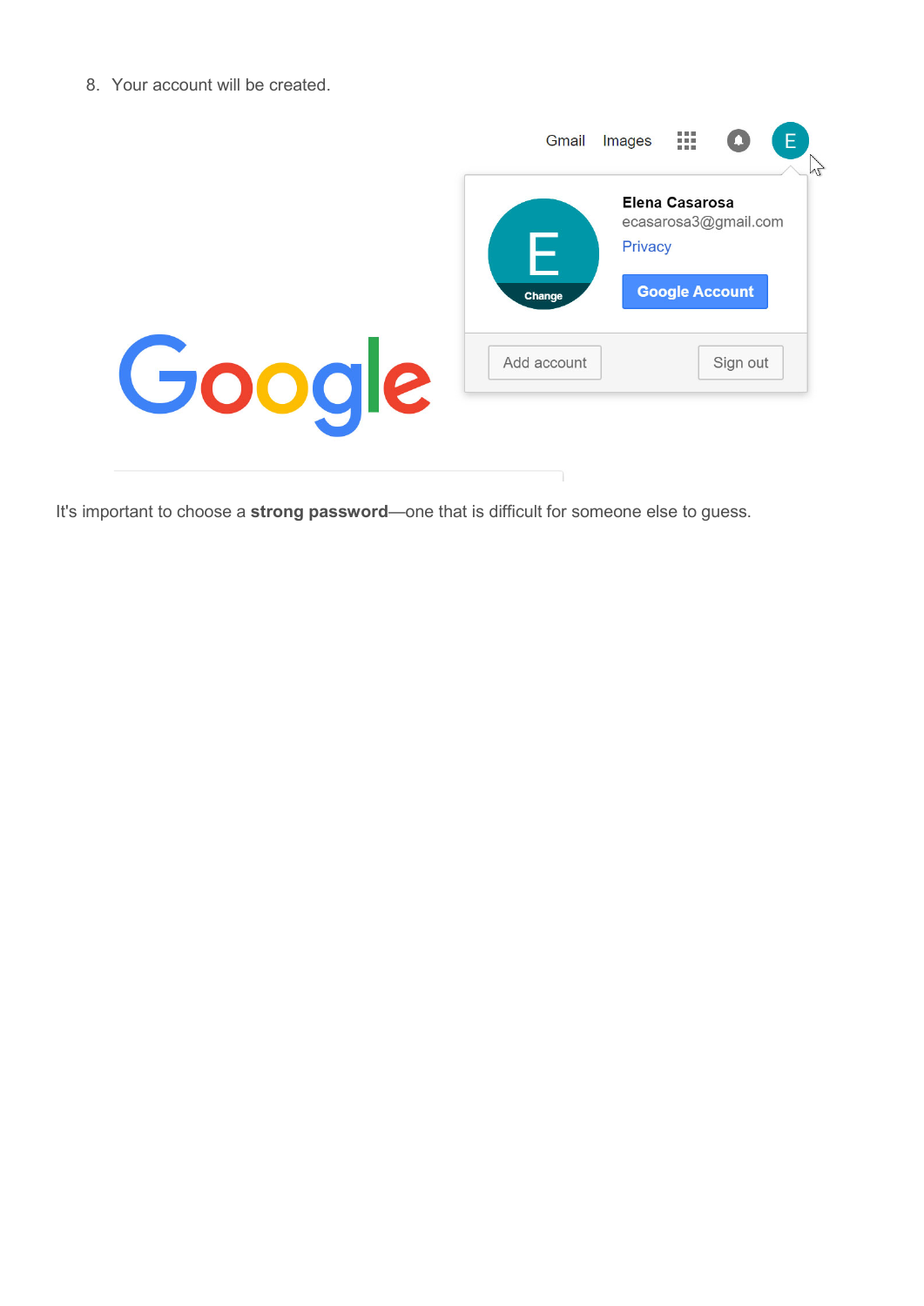8. Your account will be created.

It's important to choose a **strong password**—one that is difficult for someone else to guess.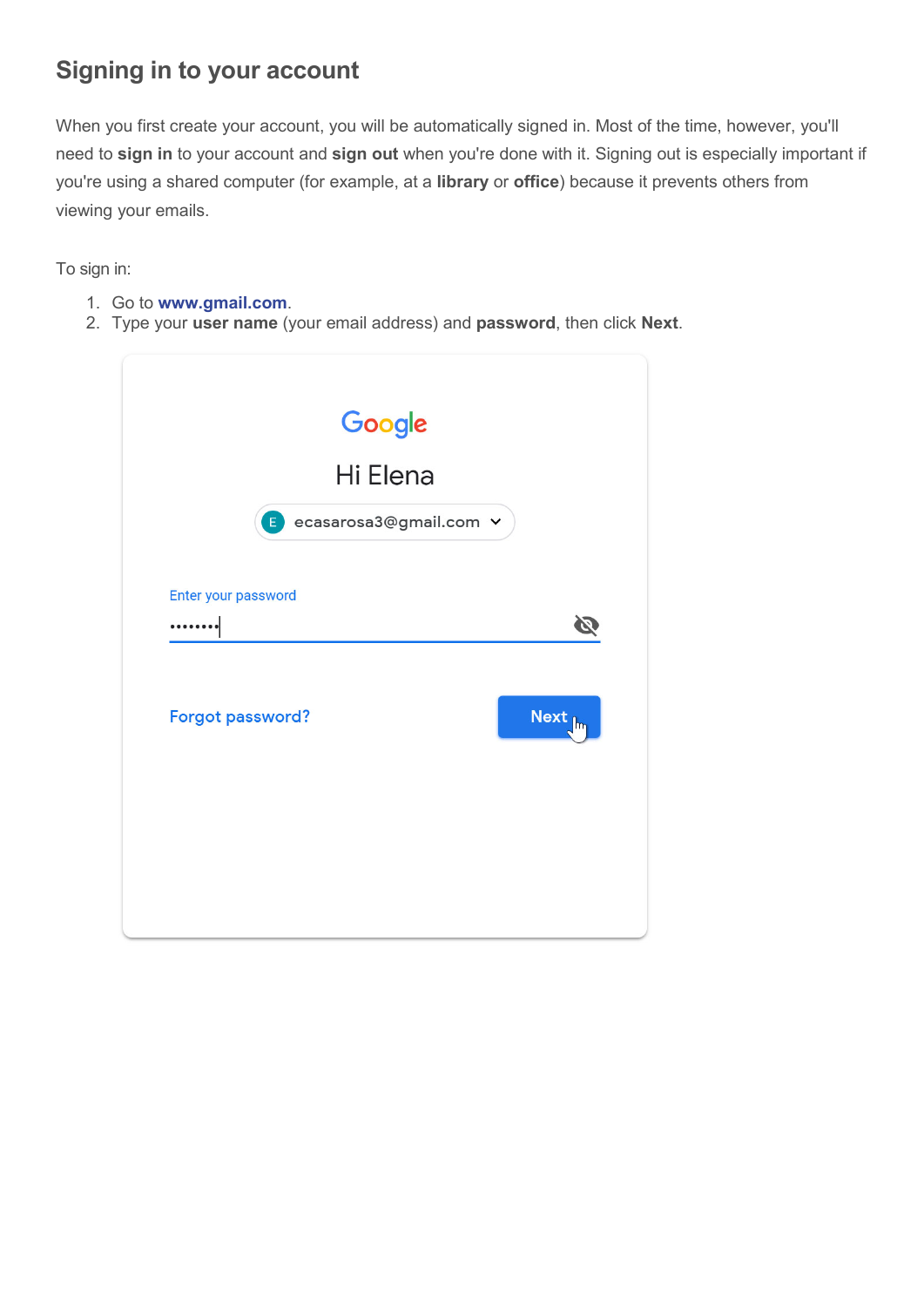## Signing in to your account

When you first create your account, you will be automatically signed in. Most of the time, however, you'll need to **sign in** to your account and **sign out** when you're done with it. Signing out is especially important if you're using a shared computer (for example, at a **library** or **office**) because it prevents others from viewing your emails.

To sign in:

1. Go to **www.gmail.com**.
2. Type your **user name** (your email address) and **password**, then click **Next**.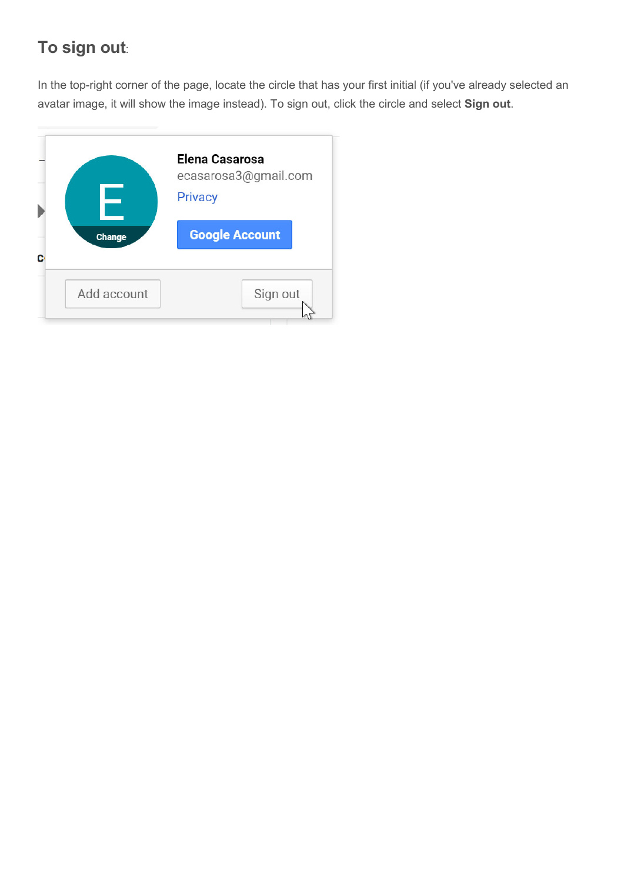## To sign out:

In the top-right corner of the page, locate the circle that has your first initial (if you've already selected an avatar image, it will show the image instead). To sign out, click the circle and select **Sign out**.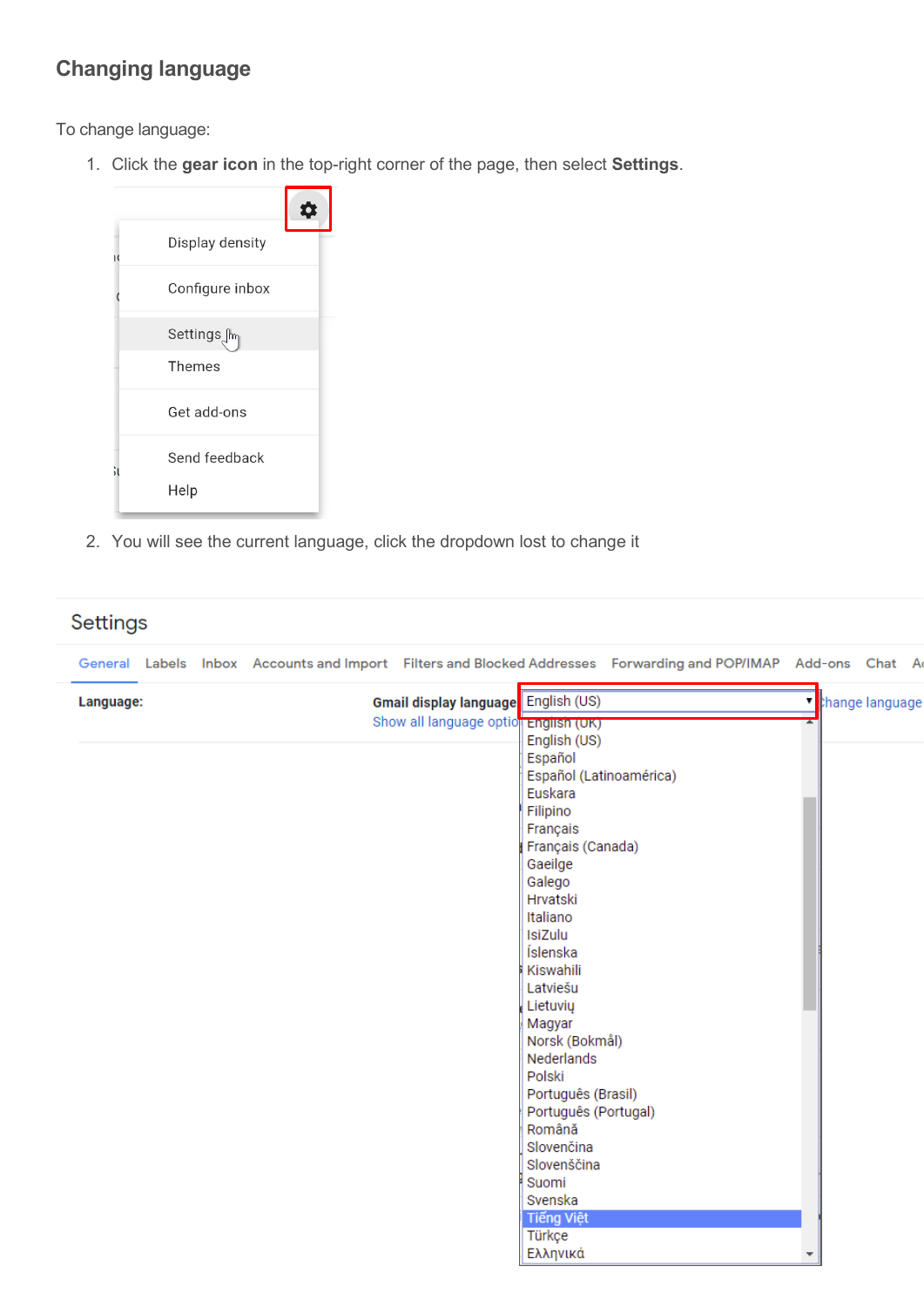## Changing language

To change language:

1. Click the **gear icon** in the top-right corner of the page, then select **Settings**.

Display density
Configure inbox
Settings
Themes
Get add-ons
Send feedback
Help

2. You will see the current language, click the dropdown lost to change it

Settings

General Labels Inbox Accounts and Import Filters and Blocked Addresses Forwarding and POP/IMAP Add-ons Chat

Language: Gmail display language: English (US) Change language
Show all language options

English (UK)
English (US)
Español
Español (Latinoamérica)
Euskara
Filipino
Français
Français (Canada)
Gaeilge
Galego
Hrvatski
Italiano
IsiZulu
Íslenska
Kiswahili
Latviešu
Lietuvių
Magyar
Norsk (Bokmål)
Nederlands
Polski
Português (Brasil)
Português (Portugal)
Română
Slovenčina
Slovenščina
Suomi
Svenska
Tiếng Việt
Türkçe
Ελληνικά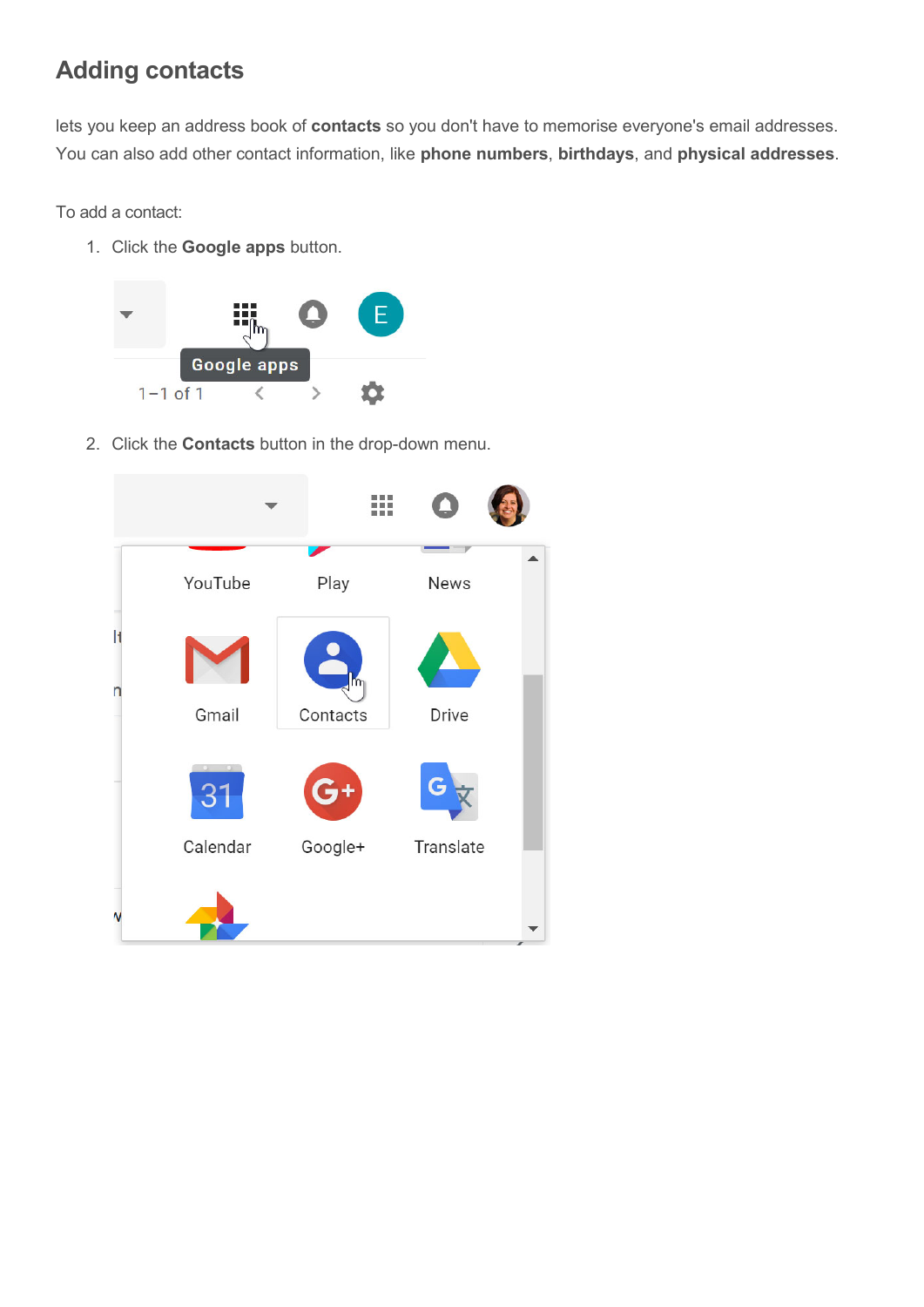## Adding contacts

lets you keep an address book of **contacts** so you don't have to memorise everyone's email addresses. You can also add other contact information, like **phone numbers**, **birthdays**, and **physical addresses**.

To add a contact:

1. Click the **Google apps** button.
2. Click the **Contacts** button in the drop-down menu.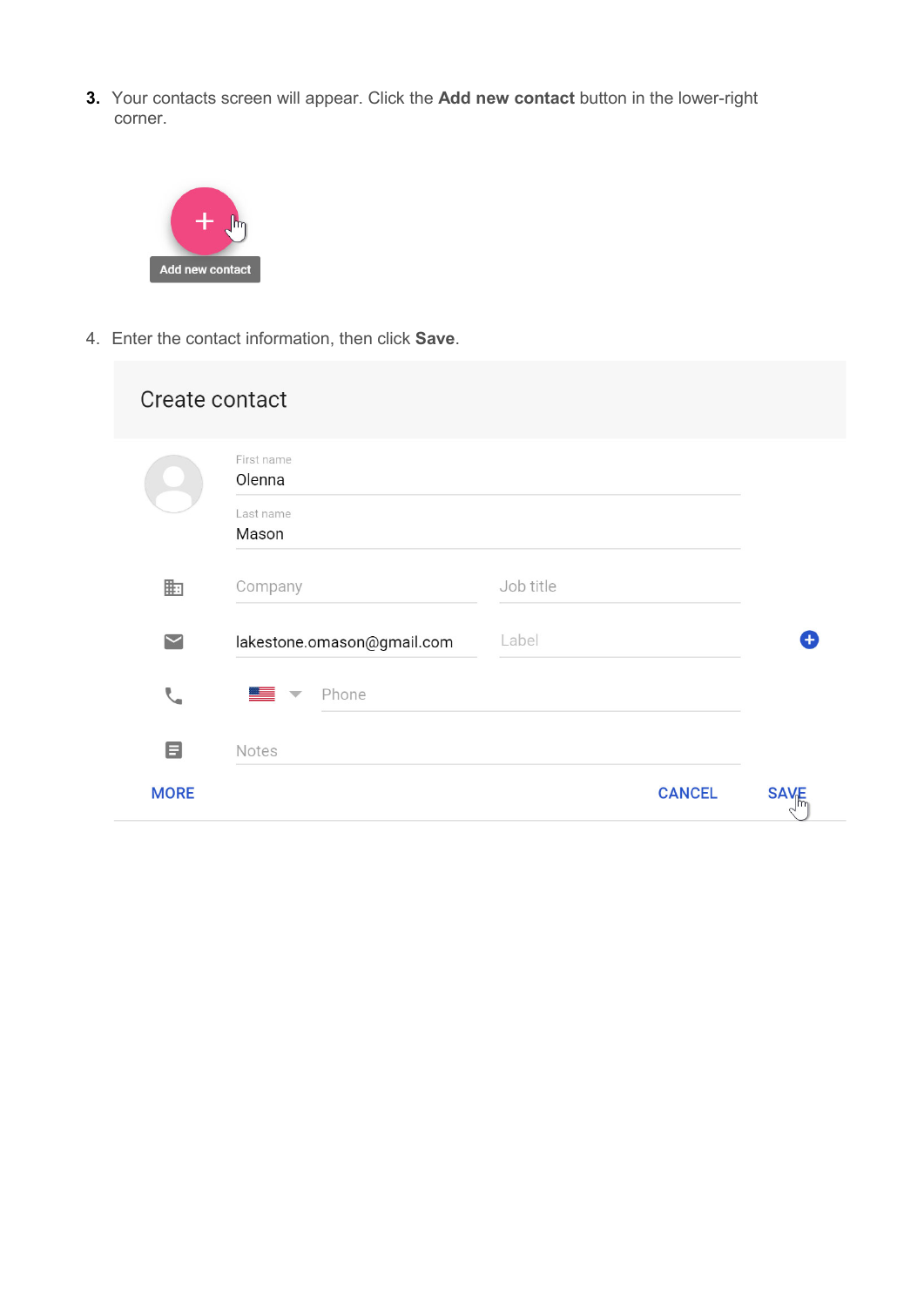3. Your contacts screen will appear. Click the **Add new contact** button in the lower-right corner.

Add new contact

4. Enter the contact information, then click **Save**.

Create contact

First name
Olenna

Last name
Mason

Company

Job title

lakestone.omason@gmail.com

Label

Phone

Notes

MORE

CANCEL

SAVE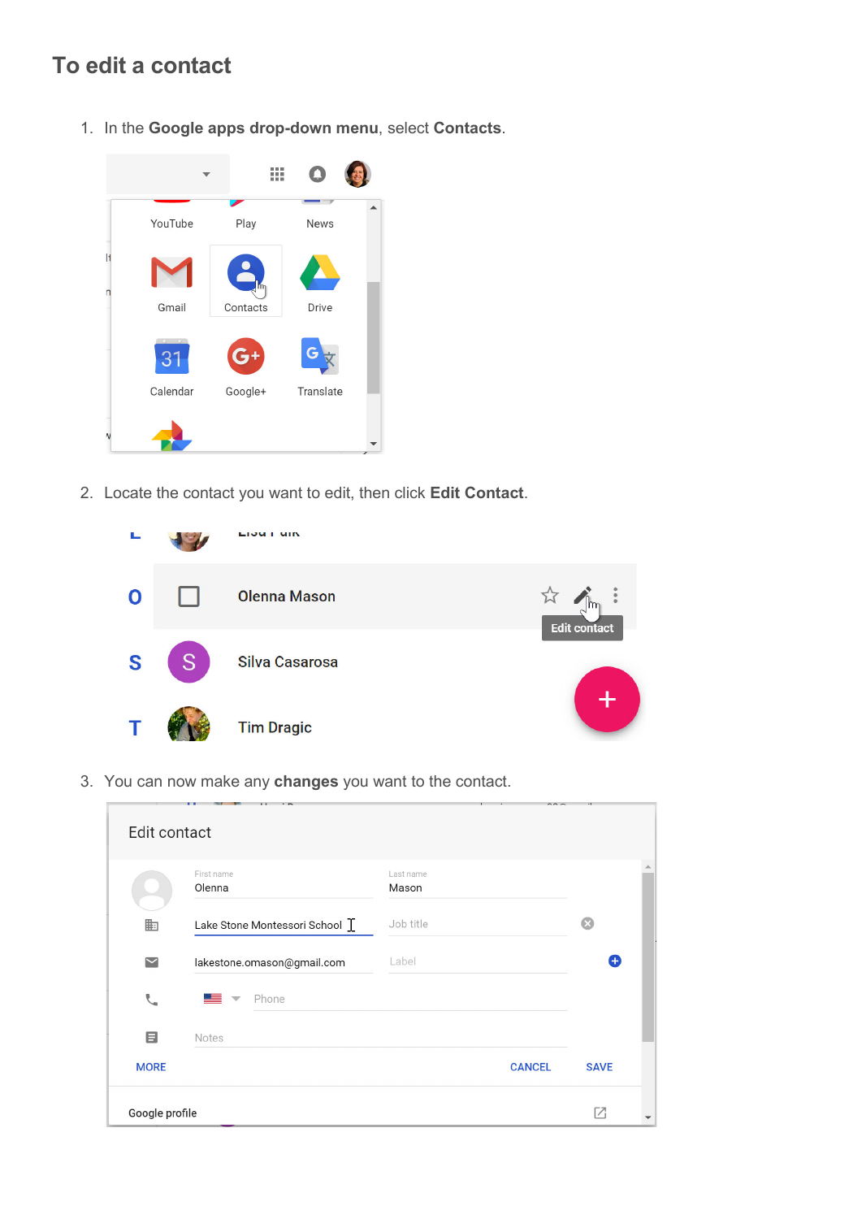## To edit a contact

1. In the **Google apps drop-down menu**, select **Contacts**.

2. Locate the contact you want to edit, then click **Edit Contact**.

3. You can now make any **changes** you want to the contact.